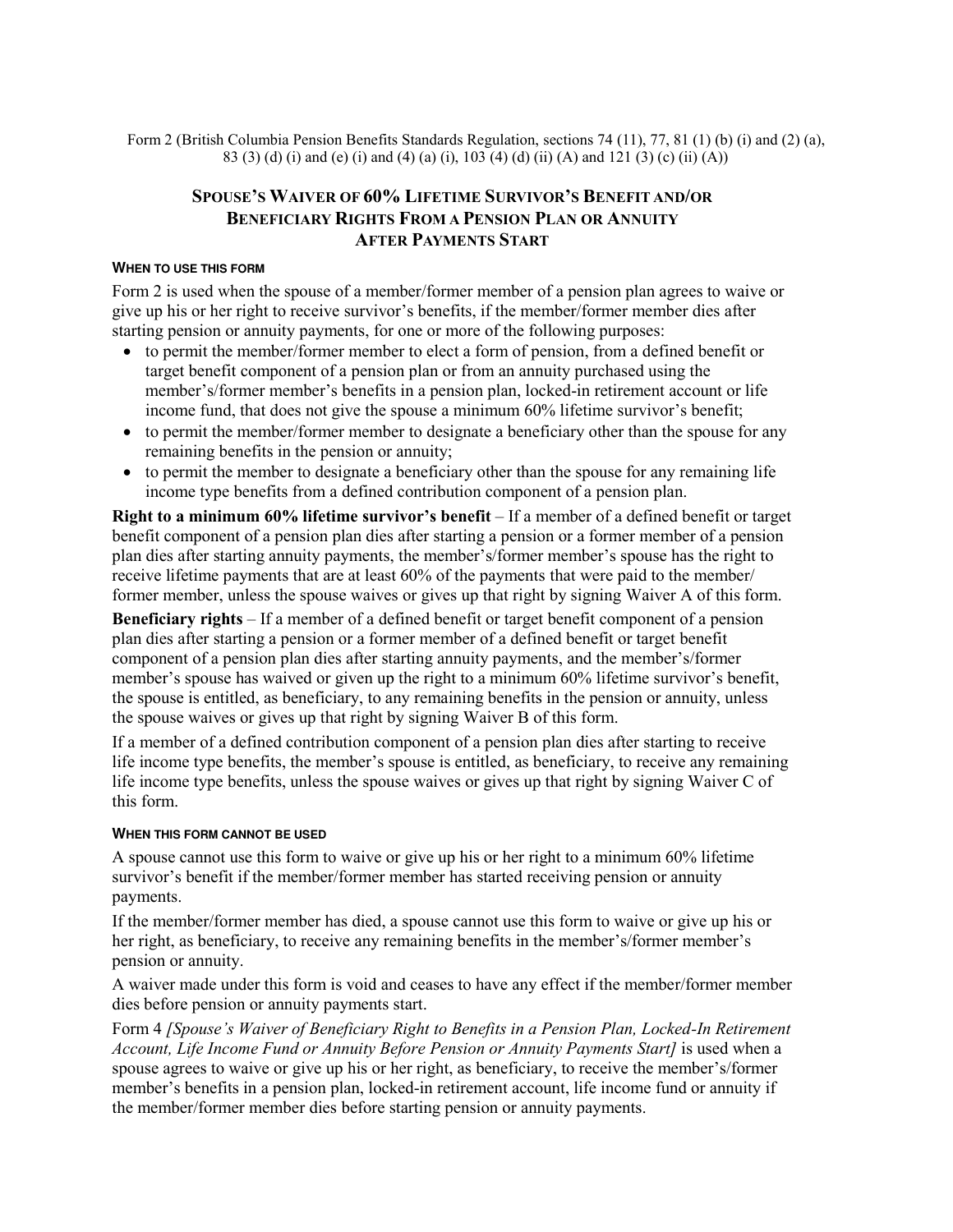Form 2 (British Columbia Pension Benefits Standards Regulation, sections 74 (11), 77, 81 (1) (b) (i) and (2) (a), 83 (3) (d) (i) and (e) (i) and (4) (a) (i), 103 (4) (d) (ii) (A) and 121 (3) (c) (ii) (A))

# SPOUSE'S WAIVER OF 60% LIFETIME SURVIVOR'S BENEFIT AND/OR BENEFICIARY RIGHTS FROM A PENSION PLAN OR ANNUITY AFTER PAYMENTS START

#### WHEN TO USE THIS FORM

Form 2 is used when the spouse of a member/former member of a pension plan agrees to waive or give up his or her right to receive survivor's benefits, if the member/former member dies after starting pension or annuity payments, for one or more of the following purposes:

- to permit the member/former member to elect a form of pension, from a defined benefit or target benefit component of a pension plan or from an annuity purchased using the member's/former member's benefits in a pension plan, locked-in retirement account or life income fund, that does not give the spouse a minimum 60% lifetime survivor's benefit;
- to permit the member/former member to designate a beneficiary other than the spouse for any remaining benefits in the pension or annuity;
- to permit the member to designate a beneficiary other than the spouse for any remaining life income type benefits from a defined contribution component of a pension plan.

**Right to a minimum 60% lifetime survivor's benefit** – If a member of a defined benefit or target benefit component of a pension plan dies after starting a pension or a former member of a pension plan dies after starting annuity payments, the member's/former member's spouse has the right to receive lifetime payments that are at least 60% of the payments that were paid to the member/ former member, unless the spouse waives or gives up that right by signing Waiver A of this form.

**Beneficiary rights** – If a member of a defined benefit or target benefit component of a pension plan dies after starting a pension or a former member of a defined benefit or target benefit component of a pension plan dies after starting annuity payments, and the member's/former member's spouse has waived or given up the right to a minimum 60% lifetime survivor's benefit, the spouse is entitled, as beneficiary, to any remaining benefits in the pension or annuity, unless the spouse waives or gives up that right by signing Waiver B of this form.

If a member of a defined contribution component of a pension plan dies after starting to receive life income type benefits, the member's spouse is entitled, as beneficiary, to receive any remaining life income type benefits, unless the spouse waives or gives up that right by signing Waiver C of this form.

#### WHEN THIS FORM CANNOT BE USED

A spouse cannot use this form to waive or give up his or her right to a minimum 60% lifetime survivor's benefit if the member/former member has started receiving pension or annuity payments.

If the member/former member has died, a spouse cannot use this form to waive or give up his or her right, as beneficiary, to receive any remaining benefits in the member's/former member's pension or annuity.

A waiver made under this form is void and ceases to have any effect if the member/former member dies before pension or annuity payments start.

Form 4 *[Spouse's Waiver of Beneficiary Right to Benefits in a Pension Plan, Locked-In Retirement Account, Life Income Fund or Annuity Before Pension or Annuity Payments Start]* is used when a spouse agrees to waive or give up his or her right, as beneficiary, to receive the member's/former member's benefits in a pension plan, locked-in retirement account, life income fund or annuity if the member/former member dies before starting pension or annuity payments.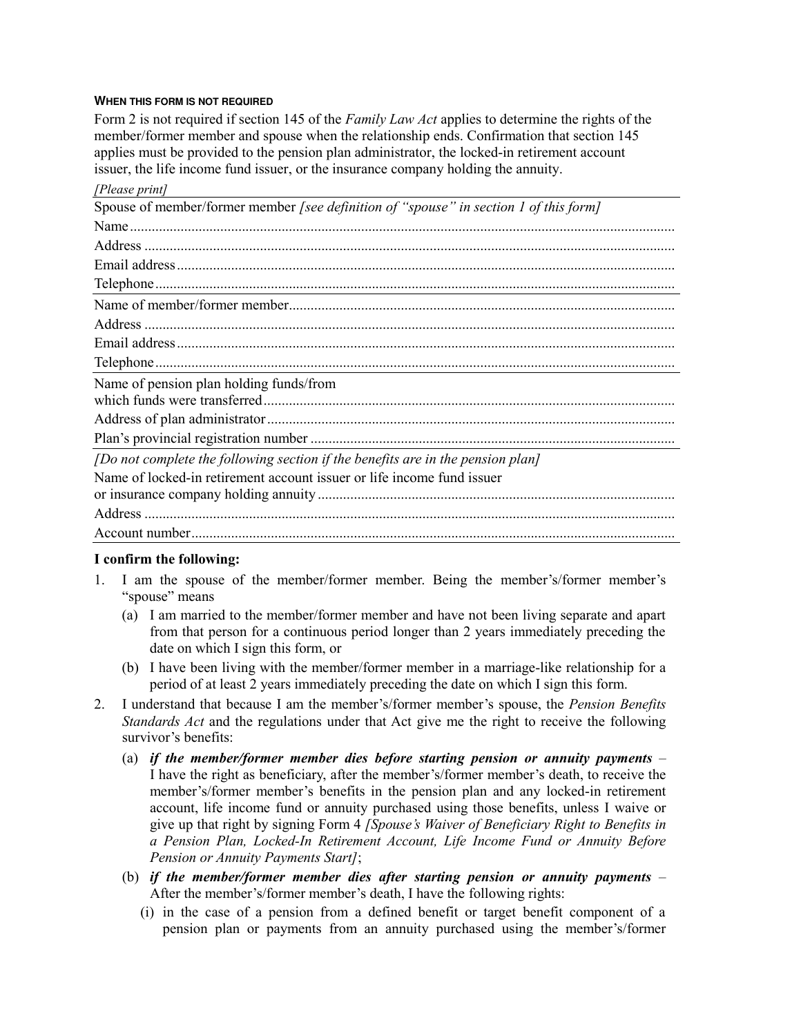#### WHEN THIS FORM IS NOT REQUIRED

Form 2 is not required if section 145 of the *Family Law Act* applies to determine the rights of the member/former member and spouse when the relationship ends. Confirmation that section 145 applies must be provided to the pension plan administrator, the locked-in retirement account issuer, the life income fund issuer, or the insurance company holding the annuity.

*[Please print]*

Spouse of member/former member *[see definition of "spouse" in section 1 of this form]*

Name ..........................................................................................................................................

Address .......................................................................................................................................

Email address ..............................................................................................................................

Telephone ....................................................................................................................................

Name of member/former member ..............................................................................................

Address .......................................................................................................................................

Email address ..............................................................................................................................

Telephone ....................................................................................................................................

Name of pension plan holding funds/from which funds were transferred ....................................................................................................

Address of plan administrator ....................................................................................................

Plan's provincial registration number .........................................................................................

*[Do not complete the following section if the benefits are in the pension plan]*

Name of locked-in retirement account issuer or life income fund issuer or insurance company holding annuity ...................................................................................

Address .......................................................................................................................................

Account number ..........................................................................................................................

**I confirm the following:**

1. I am the spouse of the member/former member. Being the member's/former member's "spouse" means
   (a) I am married to the member/former member and have not been living separate and apart from that person for a continuous period longer than 2 years immediately preceding the date on which I sign this form, or
   (b) I have been living with the member/former member in a marriage-like relationship for a period of at least 2 years immediately preceding the date on which I sign this form.
2. I understand that because I am the member's/former member's spouse, the *Pension Benefits Standards Act* and the regulations under that Act give me the right to receive the following survivor's benefits:
   (a) ***if the member/former member dies before starting pension or annuity payments*** – I have the right as beneficiary, after the member's/former member's death, to receive the member's/former member's benefits in the pension plan and any locked-in retirement account, life income fund or annuity purchased using those benefits, unless I waive or give up that right by signing Form 4 *[Spouse's Waiver of Beneficiary Right to Benefits in a Pension Plan, Locked-In Retirement Account, Life Income Fund or Annuity Before Pension or Annuity Payments Start]*;
   (b) ***if the member/former member dies after starting pension or annuity payments*** – After the member's/former member's death, I have the following rights:
      (i) in the case of a pension from a defined benefit or target benefit component of a pension plan or payments from an annuity purchased using the member's/former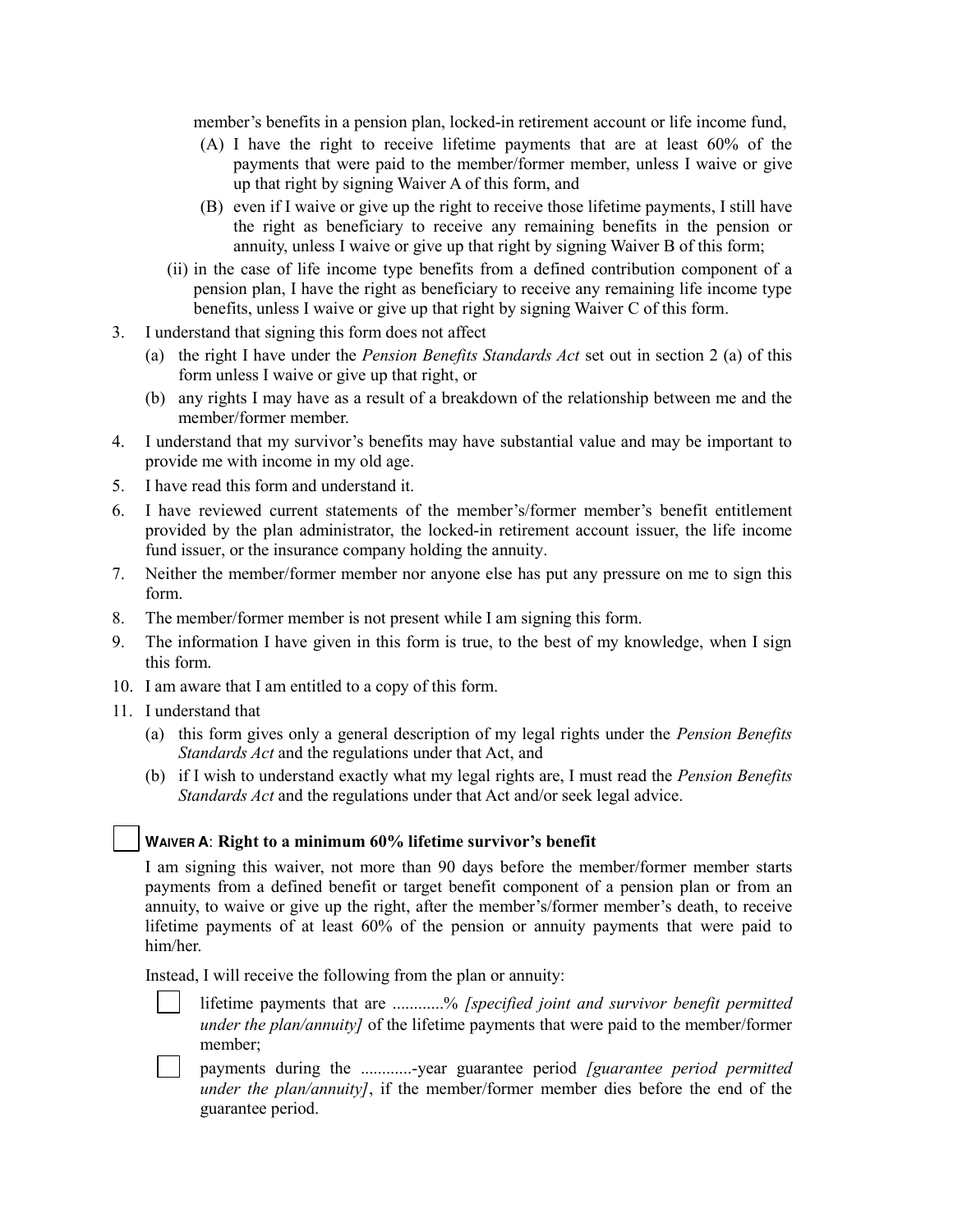member's benefits in a pension plan, locked-in retirement account or life income fund,

(A) I have the right to receive lifetime payments that are at least 60% of the payments that were paid to the member/former member, unless I waive or give up that right by signing Waiver A of this form, and

(B) even if I waive or give up the right to receive those lifetime payments, I still have the right as beneficiary to receive any remaining benefits in the pension or annuity, unless I waive or give up that right by signing Waiver B of this form;

(ii) in the case of life income type benefits from a defined contribution component of a pension plan, I have the right as beneficiary to receive any remaining life income type benefits, unless I waive or give up that right by signing Waiver C of this form.

3. I understand that signing this form does not affect
   (a) the right I have under the *Pension Benefits Standards Act* set out in section 2 (a) of this form unless I waive or give up that right, or
   (b) any rights I may have as a result of a breakdown of the relationship between me and the member/former member.
4. I understand that my survivor's benefits may have substantial value and may be important to provide me with income in my old age.
5. I have read this form and understand it.
6. I have reviewed current statements of the member's/former member's benefit entitlement provided by the plan administrator, the locked-in retirement account issuer, the life income fund issuer, or the insurance company holding the annuity.
7. Neither the member/former member nor anyone else has put any pressure on me to sign this form.
8. The member/former member is not present while I am signing this form.
9. The information I have given in this form is true, to the best of my knowledge, when I sign this form.
10. I am aware that I am entitled to a copy of this form.
11. I understand that
    (a) this form gives only a general description of my legal rights under the *Pension Benefits Standards Act* and the regulations under that Act, and
    (b) if I wish to understand exactly what my legal rights are, I must read the *Pension Benefits Standards Act* and the regulations under that Act and/or seek legal advice.

☐ **WAIVER A: Right to a minimum 60% lifetime survivor's benefit**

I am signing this waiver, not more than 90 days before the member/former member starts payments from a defined benefit or target benefit component of a pension plan or from an annuity, to waive or give up the right, after the member's/former member's death, to receive lifetime payments of at least 60% of the pension or annuity payments that were paid to him/her.

Instead, I will receive the following from the plan or annuity:

☐ lifetime payments that are ............% *[specified joint and survivor benefit permitted under the plan/annuity]* of the lifetime payments that were paid to the member/former member;

☐ payments during the ............-year guarantee period *[guarantee period permitted under the plan/annuity]*, if the member/former member dies before the end of the guarantee period.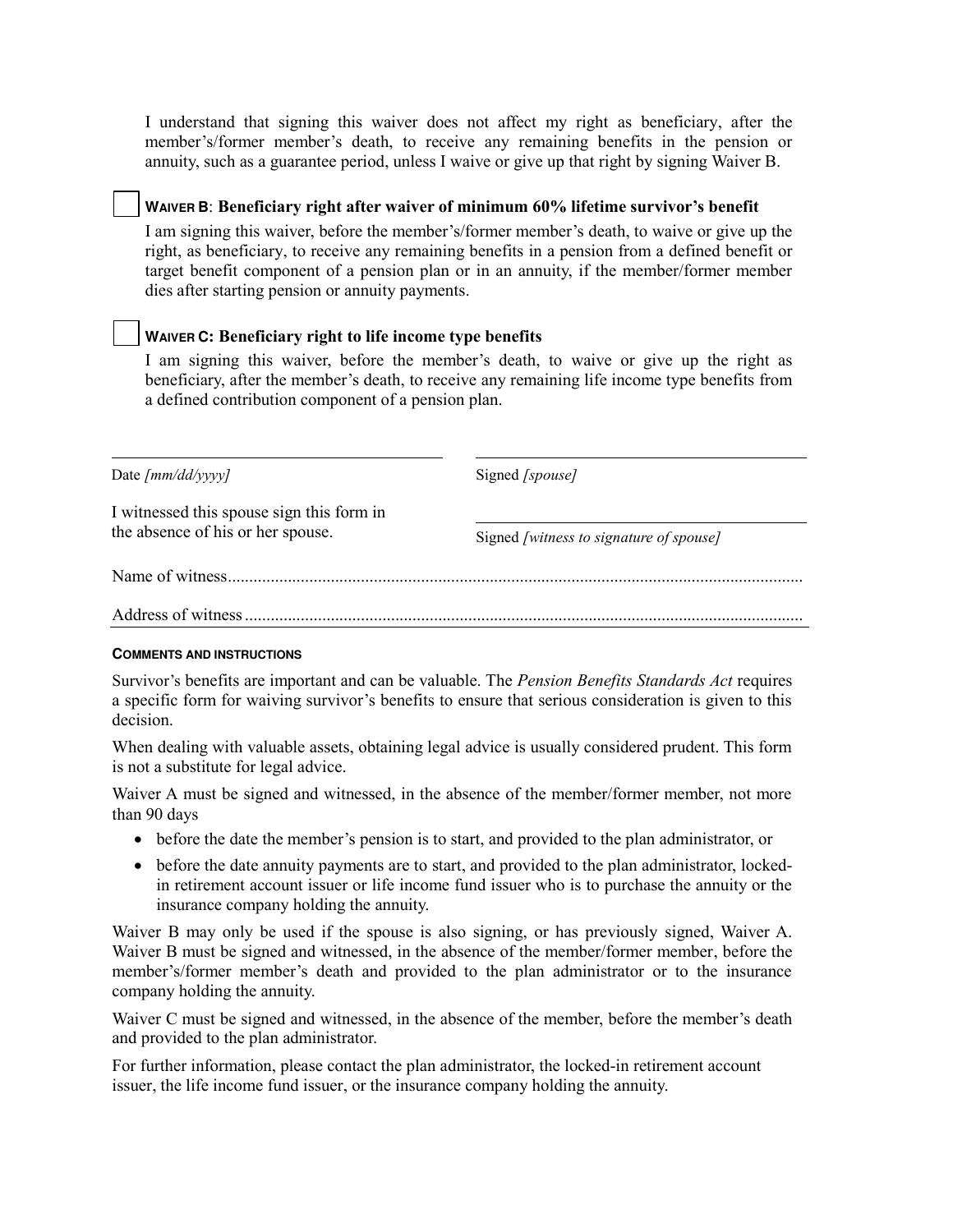I understand that signing this waiver does not affect my right as beneficiary, after the member's/former member's death, to receive any remaining benefits in the pension or annuity, such as a guarantee period, unless I waive or give up that right by signing Waiver B.

☐ **WAIVER B**: **Beneficiary right after waiver of minimum 60% lifetime survivor's benefit**

I am signing this waiver, before the member's/former member's death, to waive or give up the right, as beneficiary, to receive any remaining benefits in a pension from a defined benefit or target benefit component of a pension plan or in an annuity, if the member/former member dies after starting pension or annuity payments.

☐ **WAIVER C: Beneficiary right to life income type benefits**

I am signing this waiver, before the member's death, to waive or give up the right as beneficiary, after the member's death, to receive any remaining life income type benefits from a defined contribution component of a pension plan.

| | |
|---|---|
| Date *[mm/dd/yyyy]* | Signed *[spouse]* |
| I witnessed this spouse sign this form in the absence of his or her spouse. | Signed *[witness to signature of spouse]* |

Name of witness.................................................................................................................................

Address of witness.............................................................................................................................

**COMMENTS AND INSTRUCTIONS**

Survivor's benefits are important and can be valuable. The *Pension Benefits Standards Act* requires a specific form for waiving survivor's benefits to ensure that serious consideration is given to this decision.

When dealing with valuable assets, obtaining legal advice is usually considered prudent. This form is not a substitute for legal advice.

Waiver A must be signed and witnessed, in the absence of the member/former member, not more than 90 days

- before the date the member's pension is to start, and provided to the plan administrator, or
- before the date annuity payments are to start, and provided to the plan administrator, locked-in retirement account issuer or life income fund issuer who is to purchase the annuity or the insurance company holding the annuity.

Waiver B may only be used if the spouse is also signing, or has previously signed, Waiver A. Waiver B must be signed and witnessed, in the absence of the member/former member, before the member's/former member's death and provided to the plan administrator or to the insurance company holding the annuity.

Waiver C must be signed and witnessed, in the absence of the member, before the member's death and provided to the plan administrator.

For further information, please contact the plan administrator, the locked-in retirement account issuer, the life income fund issuer, or the insurance company holding the annuity.